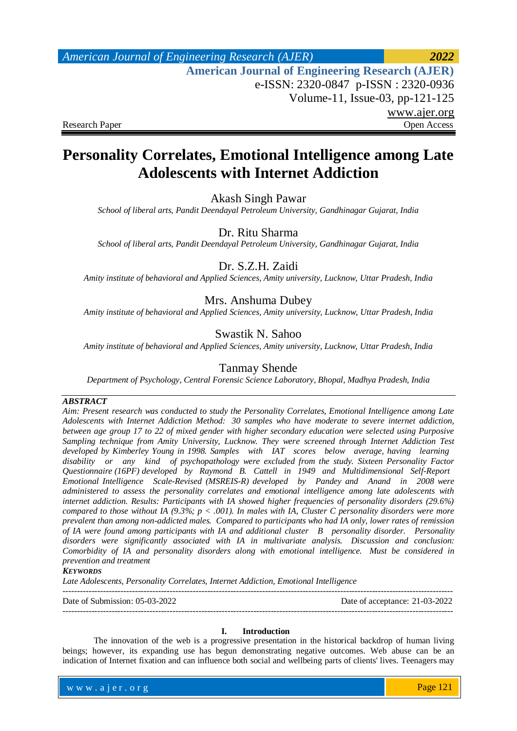Research Paper | Open Access

# Personality Correlates, Emotional Intelligence among Late Adolescents with Internet Addiction

Akash Singh Pawar

*School of liberal arts, Pandit Deendayal Petroleum University, Gandhinagar Gujarat, India*

Dr. Ritu Sharma

*School of liberal arts, Pandit Deendayal Petroleum University, Gandhinagar Gujarat, India*

Dr. S.Z.H. Zaidi

*Amity institute of behavioral and Applied Sciences, Amity university, Lucknow, Uttar Pradesh, India*

Mrs. Anshuma Dubey

*Amity institute of behavioral and Applied Sciences, Amity university, Lucknow, Uttar Pradesh, India*

Swastik N. Sahoo

*Amity institute of behavioral and Applied Sciences, Amity university, Lucknow, Uttar Pradesh, India*

Tanmay Shende

*Department of Psychology, Central Forensic Science Laboratory, Bhopal, Madhya Pradesh, India*

---

***ABSTRACT***

*Aim: Present research was conducted to study the Personality Correlates, Emotional Intelligence among Late Adolescents with Internet Addiction Method: 30 samples who have moderate to severe internet addiction, between age group 17 to 22 of mixed gender with higher secondary education were selected using Purposive Sampling technique from Amity University, Lucknow. They were screened through Internet Addiction Test developed by Kimberley Young in 1998. Samples with IAT scores below average, having learning disability or any kind of psychopathology were excluded from the study. Sixteen Personality Factor Questionnaire (16PF) developed by Raymond B. Cattell in 1949 and Multidimensional Self-Report Emotional Intelligence Scale-Revised (MSREIS-R) developed by Pandey and Anand in 2008 were administered to assess the personality correlates and emotional intelligence among late adolescents with internet addiction. Results: Participants with IA showed higher frequencies of personality disorders (29.6%) compared to those without IA (9.3%; $p < .001$). In males with IA, Cluster C personality disorders were more prevalent than among non-addicted males. Compared to participants who had IA only, lower rates of remission of IA were found among participants with IA and additional cluster B personality disorder. Personality disorders were significantly associated with IA in multivariate analysis. Discussion and conclusion: Comorbidity of IA and personality disorders along with emotional intelligence. Must be considered in prevention and treatment*

***KEYWORDS***

*Late Adolescents, Personality Correlates, Internet Addiction, Emotional Intelligence*

---

Date of Submission: 05-03-2022 | Date of acceptance: 21-03-2022

---

## I. Introduction

The innovation of the web is a progressive presentation in the historical backdrop of human living beings; however, its expanding use has begun demonstrating negative outcomes. Web abuse can be an indication of Internet fixation and can influence both social and wellbeing parts of clients' lives. Teenagers may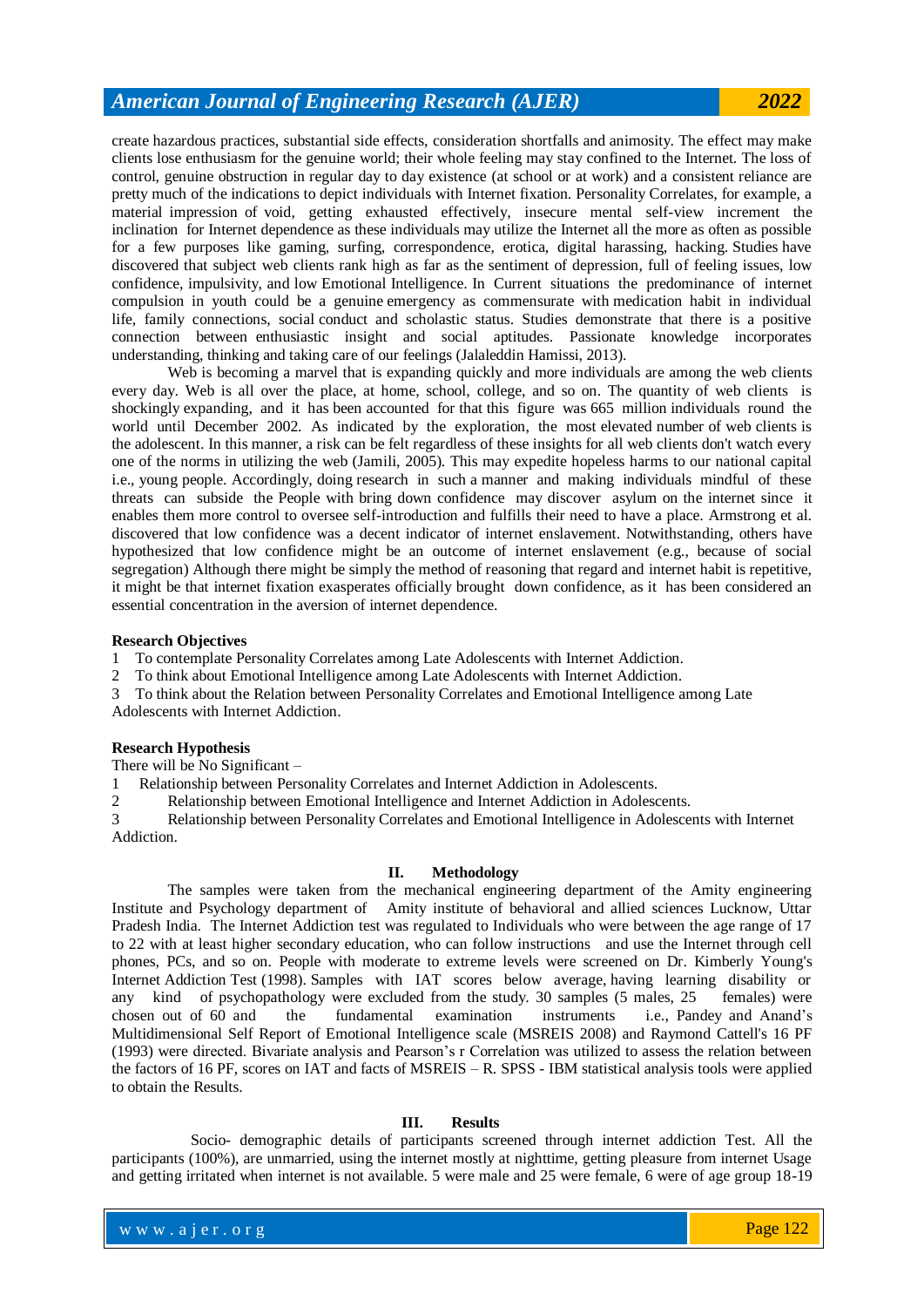create hazardous practices, substantial side effects, consideration shortfalls and animosity. The effect may make clients lose enthusiasm for the genuine world; their whole feeling may stay confined to the Internet. The loss of control, genuine obstruction in regular day to day existence (at school or at work) and a consistent reliance are pretty much of the indications to depict individuals with Internet fixation. Personality Correlates, for example, a material impression of void, getting exhausted effectively, insecure mental self-view increment the inclination for Internet dependence as these individuals may utilize the Internet all the more as often as possible for a few purposes like gaming, surfing, correspondence, erotica, digital harassing, hacking. Studies have discovered that subject web clients rank high as far as the sentiment of depression, full of feeling issues, low confidence, impulsivity, and low Emotional Intelligence. In Current situations the predominance of internet compulsion in youth could be a genuine emergency as commensurate with medication habit in individual life, family connections, social conduct and scholastic status. Studies demonstrate that there is a positive connection between enthusiastic insight and social aptitudes. Passionate knowledge incorporates understanding, thinking and taking care of our feelings (Jalaleddin Hamissi, 2013).

Web is becoming a marvel that is expanding quickly and more individuals are among the web clients every day. Web is all over the place, at home, school, college, and so on. The quantity of web clients is shockingly expanding, and it has been accounted for that this figure was 665 million individuals round the world until December 2002. As indicated by the exploration, the most elevated number of web clients is the adolescent. In this manner, a risk can be felt regardless of these insights for all web clients don't watch every one of the norms in utilizing the web (Jamili, 2005). This may expedite hopeless harms to our national capital i.e., young people. Accordingly, doing research in such a manner and making individuals mindful of these threats can subside the People with bring down confidence may discover asylum on the internet since it enables them more control to oversee self-introduction and fulfills their need to have a place. Armstrong et al. discovered that low confidence was a decent indicator of internet enslavement. Notwithstanding, others have hypothesized that low confidence might be an outcome of internet enslavement (e.g., because of social segregation) Although there might be simply the method of reasoning that regard and internet habit is repetitive, it might be that internet fixation exasperates officially brought down confidence, as it has been considered an essential concentration in the aversion of internet dependence.

**Research Objectives**

1 To contemplate Personality Correlates among Late Adolescents with Internet Addiction.
2 To think about Emotional Intelligence among Late Adolescents with Internet Addiction.
3 To think about the Relation between Personality Correlates and Emotional Intelligence among Late Adolescents with Internet Addiction.

**Research Hypothesis**

There will be No Significant –

1 Relationship between Personality Correlates and Internet Addiction in Adolescents.
2 Relationship between Emotional Intelligence and Internet Addiction in Adolescents.
3 Relationship between Personality Correlates and Emotional Intelligence in Adolescents with Internet Addiction.

## II. Methodology

The samples were taken from the mechanical engineering department of the Amity engineering Institute and Psychology department of Amity institute of behavioral and allied sciences Lucknow, Uttar Pradesh India. The Internet Addiction test was regulated to Individuals who were between the age range of 17 to 22 with at least higher secondary education, who can follow instructions and use the Internet through cell phones, PCs, and so on. People with moderate to extreme levels were screened on Dr. Kimberly Young's Internet Addiction Test (1998). Samples with IAT scores below average, having learning disability or any kind of psychopathology were excluded from the study. 30 samples (5 males, 25 females) were chosen out of 60 and the fundamental examination instruments i.e., Pandey and Anand's Multidimensional Self Report of Emotional Intelligence scale (MSREIS 2008) and Raymond Cattell's 16 PF (1993) were directed. Bivariate analysis and Pearson's r Correlation was utilized to assess the relation between the factors of 16 PF, scores on IAT and facts of MSREIS – R. SPSS - IBM statistical analysis tools were applied to obtain the Results.

## III. Results

Socio- demographic details of participants screened through internet addiction Test. All the participants (100%), are unmarried, using the internet mostly at nighttime, getting pleasure from internet Usage and getting irritated when internet is not available. 5 were male and 25 were female, 6 were of age group 18-19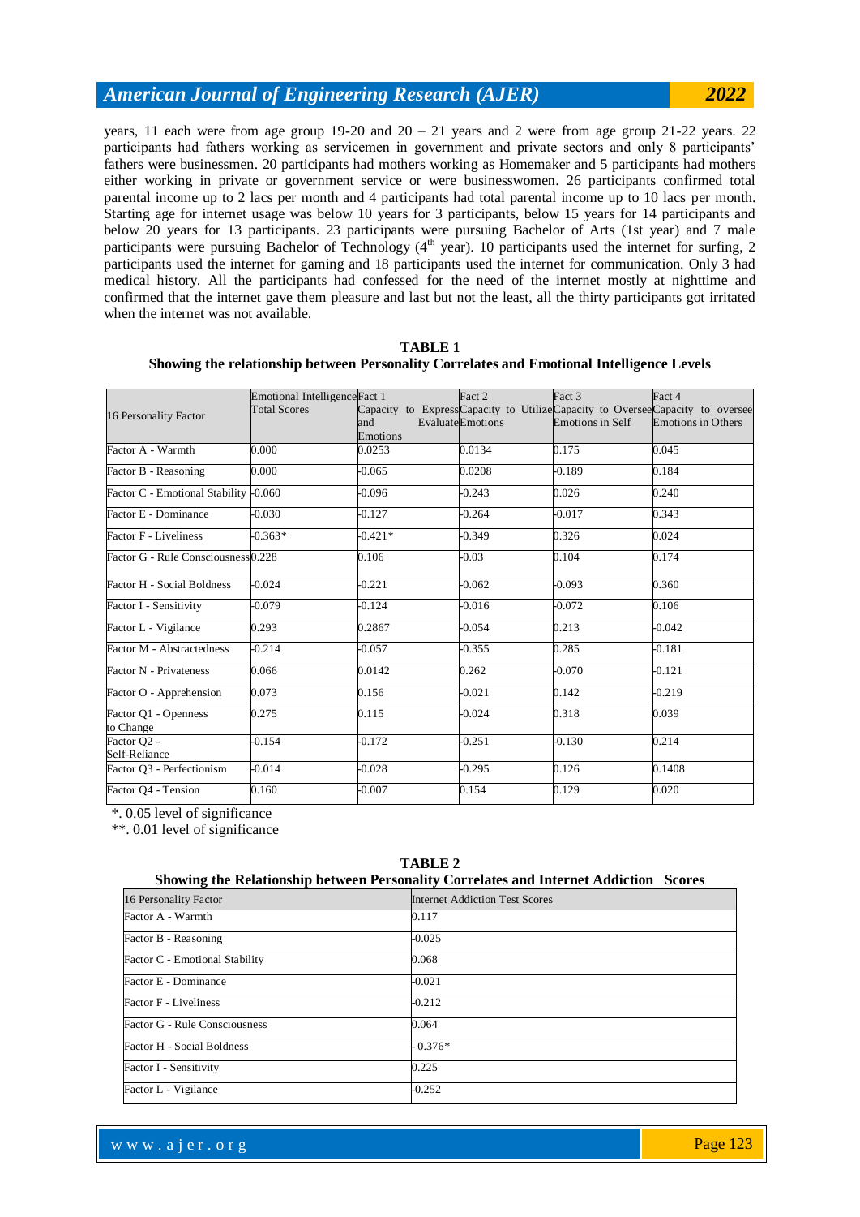years, 11 each were from age group 19-20 and 20 – 21 years and 2 were from age group 21-22 years. 22 participants had fathers working as servicemen in government and private sectors and only 8 participants' fathers were businessmen. 20 participants had mothers working as Homemaker and 5 participants had mothers either working in private or government service or were businesswomen. 26 participants confirmed total parental income up to 2 lacs per month and 4 participants had total parental income up to 10 lacs per month. Starting age for internet usage was below 10 years for 3 participants, below 15 years for 14 participants and below 20 years for 13 participants. 23 participants were pursuing Bachelor of Arts (1st year) and 7 male participants were pursuing Bachelor of Technology (4th year). 10 participants used the internet for surfing, 2 participants used the internet for gaming and 18 participants used the internet for communication. Only 3 had medical history. All the participants had confessed for the need of the internet mostly at nighttime and confirmed that the internet gave them pleasure and last but not the least, all the thirty participants got irritated when the internet was not available.

**TABLE 1**
**Showing the relationship between Personality Correlates and Emotional Intelligence Levels**

| 16 Personality Factor | Emotional Intelligence Total Scores | Fact 1 Capacity to Express and Evaluate Emotions | Fact 2 Capacity to Utilize Emotions | Fact 3 Capacity to Oversee Emotions in Self | Fact 4 Capacity to oversee Emotions in Others |
|---|---|---|---|---|---|
| Factor A - Warmth | 0.000 | 0.0253 | 0.0134 | 0.175 | 0.045 |
| Factor B - Reasoning | 0.000 | -0.065 | 0.0208 | -0.189 | 0.184 |
| Factor C - Emotional Stability | -0.060 | -0.096 | -0.243 | 0.026 | 0.240 |
| Factor E - Dominance | -0.030 | -0.127 | -0.264 | -0.017 | 0.343 |
| Factor F - Liveliness | -0.363* | -0.421* | -0.349 | 0.326 | 0.024 |
| Factor G - Rule Consciousness | 0.228 | 0.106 | -0.03 | 0.104 | 0.174 |
| Factor H - Social Boldness | -0.024 | -0.221 | -0.062 | -0.093 | 0.360 |
| Factor I - Sensitivity | -0.079 | -0.124 | -0.016 | -0.072 | 0.106 |
| Factor L - Vigilance | 0.293 | 0.2867 | -0.054 | 0.213 | -0.042 |
| Factor M - Abstractedness | -0.214 | -0.057 | -0.355 | 0.285 | -0.181 |
| Factor N - Privateness | 0.066 | 0.0142 | 0.262 | -0.070 | -0.121 |
| Factor O - Apprehension | 0.073 | 0.156 | -0.021 | 0.142 | -0.219 |
| Factor Q1 - Openness to Change | 0.275 | 0.115 | -0.024 | 0.318 | 0.039 |
| Factor Q2 - Self-Reliance | -0.154 | -0.172 | -0.251 | -0.130 | 0.214 |
| Factor Q3 - Perfectionism | -0.014 | -0.028 | -0.295 | 0.126 | 0.1408 |
| Factor Q4 - Tension | 0.160 | -0.007 | 0.154 | 0.129 | 0.020 |

*. 0.05 level of significance
**. 0.01 level of significance

**TABLE 2**
**Showing the Relationship between Personality Correlates and Internet Addiction Scores**

| 16 Personality Factor | Internet Addiction Test Scores |
|---|---|
| Factor A - Warmth | 0.117 |
| Factor B - Reasoning | -0.025 |
| Factor C - Emotional Stability | 0.068 |
| Factor E - Dominance | -0.021 |
| Factor F - Liveliness | -0.212 |
| Factor G - Rule Consciousness | 0.064 |
| Factor H - Social Boldness | - 0.376* |
| Factor I - Sensitivity | 0.225 |
| Factor L - Vigilance | -0.252 |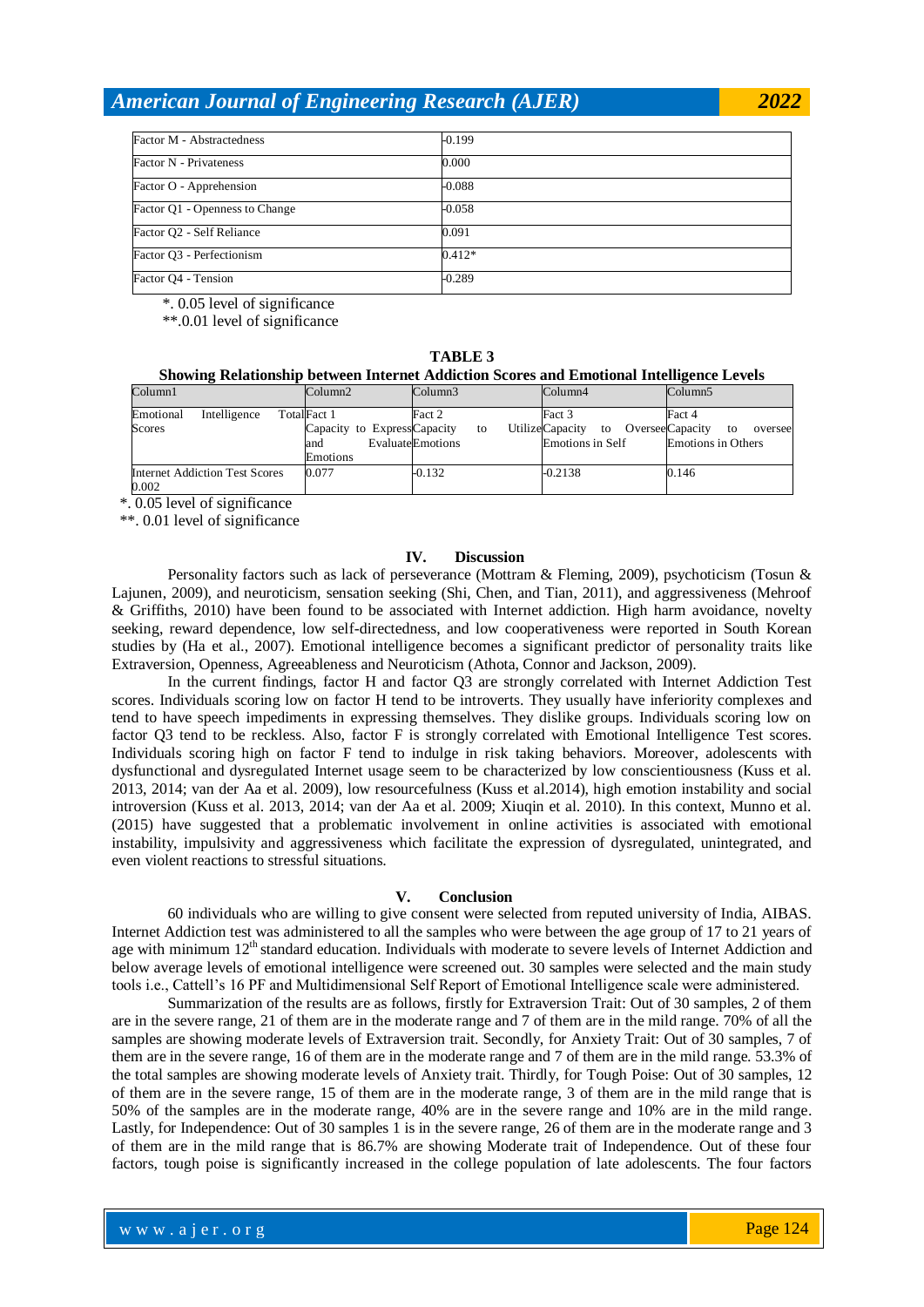| | |
|---|---|
| Factor M - Abstractedness | -0.199 |
| Factor N - Privateness | 0.000 |
| Factor O - Apprehension | -0.088 |
| Factor Q1 - Openness to Change | -0.058 |
| Factor Q2 - Self Reliance | 0.091 |
| Factor Q3 - Perfectionism | 0.412* |
| Factor Q4 - Tension | -0.289 |

*. 0.05 level of significance
**.0.01 level of significance

**TABLE 3**
**Showing Relationship between Internet Addiction Scores and Emotional Intelligence Levels**

| Column1 | Column2 | Column3 | Column4 | Column5 |
|---|---|---|---|---|
| Emotional Intelligence Total Scores | Fact 1 Capacity to Express and Evaluate Emotions | Fact 2 Capacity to Utilize Emotions | Fact 3 Capacity to Oversee Emotions in Self | Fact 4 Capacity to oversee Emotions in Others |
| Internet Addiction Test Scores 0.002 | 0.077 | -0.132 | -0.2138 | 0.146 |

*. 0.05 level of significance
**. 0.01 level of significance

## IV. Discussion

Personality factors such as lack of perseverance (Mottram & Fleming, 2009), psychoticism (Tosun & Lajunen, 2009), and neuroticism, sensation seeking (Shi, Chen, and Tian, 2011), and aggressiveness (Mehroof & Griffiths, 2010) have been found to be associated with Internet addiction. High harm avoidance, novelty seeking, reward dependence, low self-directedness, and low cooperativeness were reported in South Korean studies by (Ha et al., 2007). Emotional intelligence becomes a significant predictor of personality traits like Extraversion, Openness, Agreeableness and Neuroticism (Athota, Connor and Jackson, 2009).

In the current findings, factor H and factor Q3 are strongly correlated with Internet Addiction Test scores. Individuals scoring low on factor H tend to be introverts. They usually have inferiority complexes and tend to have speech impediments in expressing themselves. They dislike groups. Individuals scoring low on factor Q3 tend to be reckless. Also, factor F is strongly correlated with Emotional Intelligence Test scores. Individuals scoring high on factor F tend to indulge in risk taking behaviors. Moreover, adolescents with dysfunctional and dysregulated Internet usage seem to be characterized by low conscientiousness (Kuss et al. 2013, 2014; van der Aa et al. 2009), low resourcefulness (Kuss et al.2014), high emotion instability and social introversion (Kuss et al. 2013, 2014; van der Aa et al. 2009; Xiuqin et al. 2010). In this context, Munno et al. (2015) have suggested that a problematic involvement in online activities is associated with emotional instability, impulsivity and aggressiveness which facilitate the expression of dysregulated, unintegrated, and even violent reactions to stressful situations.

## V. Conclusion

60 individuals who are willing to give consent were selected from reputed university of India, AIBAS. Internet Addiction test was administered to all the samples who were between the age group of 17 to 21 years of age with minimum 12th standard education. Individuals with moderate to severe levels of Internet Addiction and below average levels of emotional intelligence were screened out. 30 samples were selected and the main study tools i.e., Cattell's 16 PF and Multidimensional Self Report of Emotional Intelligence scale were administered.

Summarization of the results are as follows, firstly for Extraversion Trait: Out of 30 samples, 2 of them are in the severe range, 21 of them are in the moderate range and 7 of them are in the mild range. 70% of all the samples are showing moderate levels of Extraversion trait. Secondly, for Anxiety Trait: Out of 30 samples, 7 of them are in the severe range, 16 of them are in the moderate range and 7 of them are in the mild range. 53.3% of the total samples are showing moderate levels of Anxiety trait. Thirdly, for Tough Poise: Out of 30 samples, 12 of them are in the severe range, 15 of them are in the moderate range, 3 of them are in the mild range that is 50% of the samples are in the moderate range, 40% are in the severe range and 10% are in the mild range. Lastly, for Independence: Out of 30 samples 1 is in the severe range, 26 of them are in the moderate range and 3 of them are in the mild range that is 86.7% are showing Moderate trait of Independence. Out of these four factors, tough poise is significantly increased in the college population of late adolescents. The four factors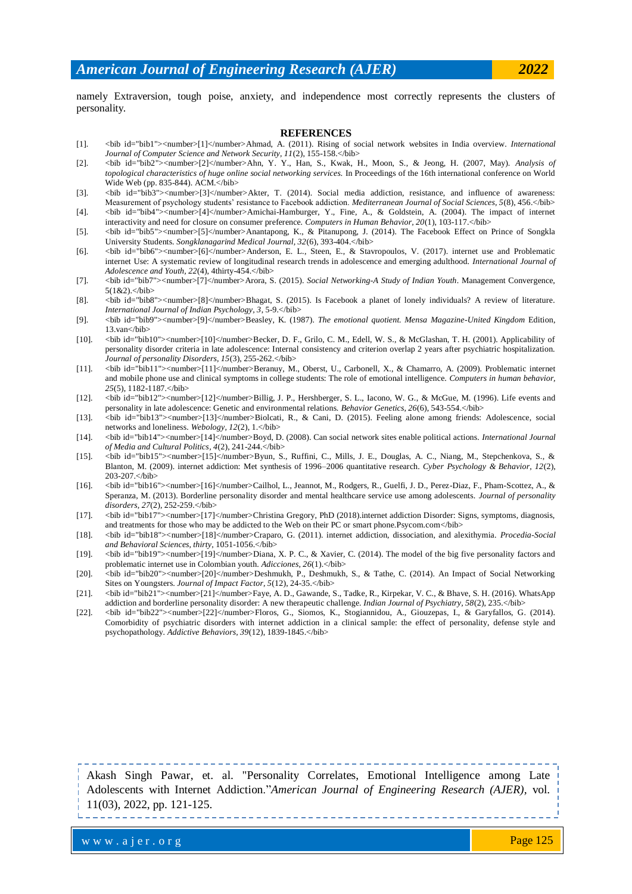namely Extraversion, tough poise, anxiety, and independence most correctly represents the clusters of personality.

## REFERENCES

[1]. <bib id="bib1"><number>[1]</number>Ahmad, A. (2011). Rising of social network websites in India overview. *International Journal of Computer Science and Network Security*, *11*(2), 155-158.</bib>

[2]. <bib id="bib2"><number>[2]</number>Ahn, Y. Y., Han, S., Kwak, H., Moon, S., & Jeong, H. (2007, May). *Analysis of topological characteristics of huge online social networking services.* In Proceedings of the 16th international conference on World Wide Web (pp. 835-844). ACM.</bib>

[3]. <bib id="bib3"><number>[3]</number>Akter, T. (2014). Social media addiction, resistance, and influence of awareness: Measurement of psychology students' resistance to Facebook addiction. *Mediterranean Journal of Social Sciences*, *5*(8), 456.</bib>

[4]. <bib id="bib4"><number>[4]</number>Amichai-Hamburger, Y., Fine, A., & Goldstein, A. (2004). The impact of internet interactivity and need for closure on consumer preference. *Computers in Human Behavior*, *20*(1), 103-117.</bib>

[5]. <bib id="bib5"><number>[5]</number>Anantapong, K., & Pitanupong, J. (2014). The Facebook Effect on Prince of Songkla University Students. *Songklanagarind Medical Journal*, *32*(6), 393-404.</bib>

[6]. <bib id="bib6"><number>[6]</number>Anderson, E. L., Steen, E., & Stavropoulos, V. (2017). internet use and Problematic internet Use: A systematic review of longitudinal research trends in adolescence and emerging adulthood. *International Journal of Adolescence and Youth*, *22*(4), 4thirty-454.</bib>

[7]. <bib id="bib7"><number>[7]</number>Arora, S. (2015). *Social Networking-A Study of Indian Youth*. Management Convergence, 5(1&2).</bib>

[8]. <bib id="bib8"><number>[8]</number>Bhagat, S. (2015). Is Facebook a planet of lonely individuals? A review of literature. *International Journal of Indian Psychology*, *3*, 5-9.</bib>

[9]. <bib id="bib9"><number>[9]</number>Beasley, K. (1987). *The emotional quotient. Mensa Magazine-United Kingdom* Edition, 13.van</bib>

[10]. <bib id="bib10"><number>[10]</number>Becker, D. F., Grilo, C. M., Edell, W. S., & McGlashan, T. H. (2001). Applicability of personality disorder criteria in late adolescence: Internal consistency and criterion overlap 2 years after psychiatric hospitalization. *Journal of personality Disorders*, *15*(3), 255-262.</bib>

[11]. <bib id="bib11"><number>[11]</number>Beranuy, M., Oberst, U., Carbonell, X., & Chamarro, A. (2009). Problematic internet and mobile phone use and clinical symptoms in college students: The role of emotional intelligence. *Computers in human behavior*, *25*(5), 1182-1187.</bib>

[12]. <bib id="bib12"><number>[12]</number>Billig, J. P., Hershberger, S. L., Iacono, W. G., & McGue, M. (1996). Life events and personality in late adolescence: Genetic and environmental relations. *Behavior Genetics*, *26*(6), 543-554.</bib>

[13]. <bib id="bib13"><number>[13]</number>Biolcati, R., & Cani, D. (2015). Feeling alone among friends: Adolescence, social networks and loneliness. *Webology*, *12*(2), 1.</bib>

[14]. <bib id="bib14"><number>[14]</number>Boyd, D. (2008). Can social network sites enable political actions. *International Journal of Media and Cultural Politics*, *4*(2), 241-244.</bib>

[15]. <bib id="bib15"><number>[15]</number>Byun, S., Ruffini, C., Mills, J. E., Douglas, A. C., Niang, M., Stepchenkova, S., & Blanton, M. (2009). internet addiction: Met synthesis of 1996–2006 quantitative research. *Cyber Psychology & Behavior*, *12*(2), 203-207.</bib>

[16]. <bib id="bib16"><number>[16]</number>Cailhol, L., Jeannot, M., Rodgers, R., Guelfi, J. D., Perez-Diaz, F., Pham-Scottez, A., & Speranza, M. (2013). Borderline personality disorder and mental healthcare service use among adolescents. *Journal of personality disorders*, *27*(2), 252-259.</bib>

[17]. <bib id="bib17"><number>[17]</number>Christina Gregory, PhD (2018).internet addiction Disorder: Signs, symptoms, diagnosis, and treatments for those who may be addicted to the Web on their PC or smart phone.Psycom.com</bib>

[18]. <bib id="bib18"><number>[18]</number>Craparo, G. (2011). internet addiction, dissociation, and alexithymia. *Procedia-Social and Behavioral Sciences*, *thirty*, 1051-1056.</bib>

[19]. <bib id="bib19"><number>[19]</number>Diana, X. P. C., & Xavier, C. (2014). The model of the big five personality factors and problematic internet use in Colombian youth. *Adicciones*, *26*(1).</bib>

[20]. <bib id="bib20"><number>[20]</number>Deshmukh, P., Deshmukh, S., & Tathe, C. (2014). An Impact of Social Networking Sites on Youngsters. *Journal of Impact Factor*, *5*(12), 24-35.</bib>

[21]. <bib id="bib21"><number>[21]</number>Faye, A. D., Gawande, S., Tadke, R., Kirpekar, V. C., & Bhave, S. H. (2016). WhatsApp addiction and borderline personality disorder: A new therapeutic challenge. *Indian Journal of Psychiatry*, *58*(2), 235.</bib>

[22]. <bib id="bib22"><number>[22]</number>Floros, G., Siomos, K., Stogiannidou, A., Giouzepas, I., & Garyfallos, G. (2014). Comorbidity of psychiatric disorders with internet addiction in a clinical sample: the effect of personality, defense style and psychopathology. *Addictive Behaviors*, *39*(12), 1839-1845.</bib>

Akash Singh Pawar, et. al. "Personality Correlates, Emotional Intelligence among Late Adolescents with Internet Addiction."*American Journal of Engineering Research (AJER)*, vol. 11(03), 2022, pp. 121-125.